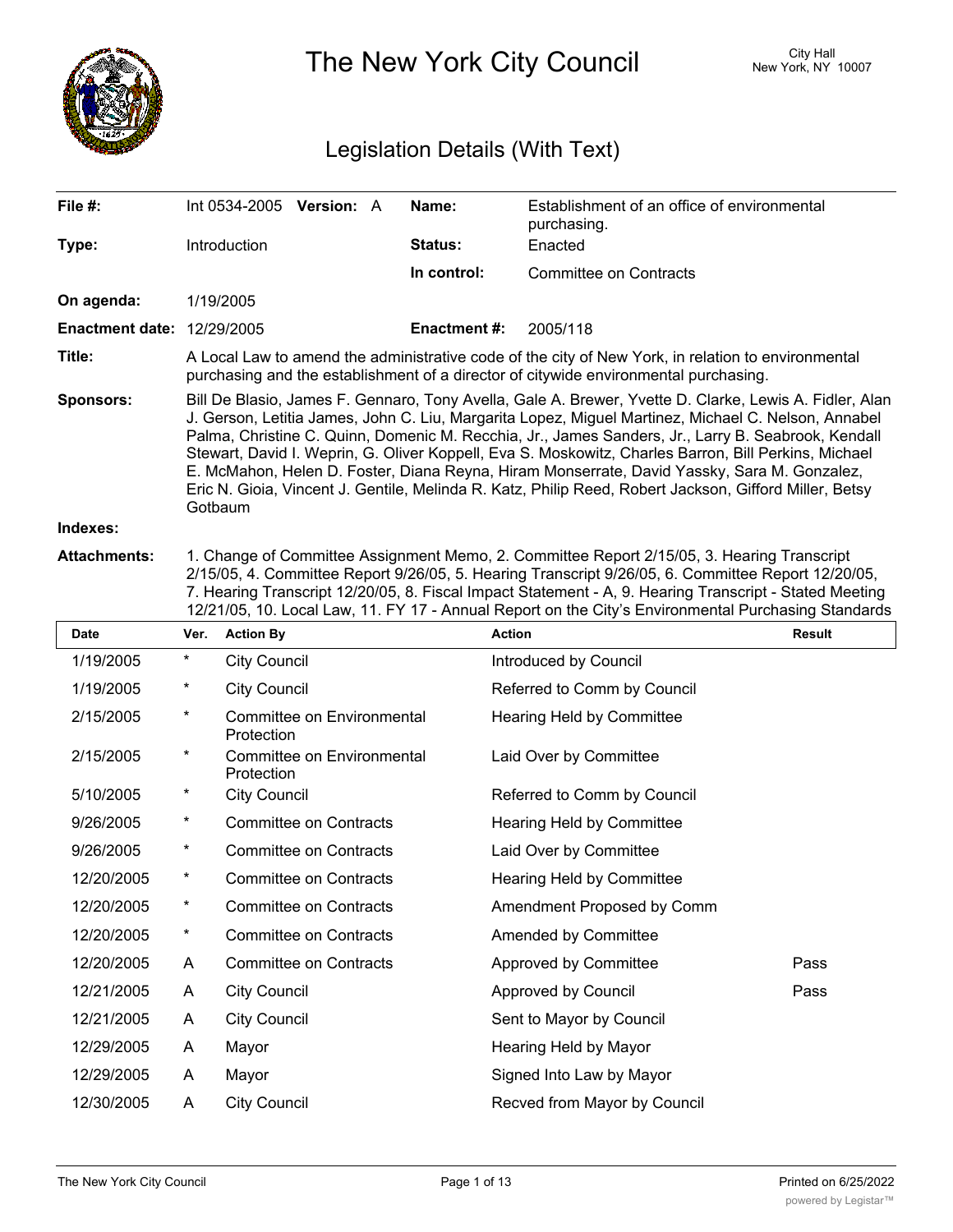# The New York City Council

City Hall
New York, NY 10007

## Legislation Details (With Text)

| | | | |
|---|---|---|---|
| **File #:** | Int 0534-2005 **Version:** A | **Name:** | Establishment of an office of environmental purchasing. |
| **Type:** | Introduction | **Status:** | Enacted |
| | | **In control:** | Committee on Contracts |
| **On agenda:** | 1/19/2005 | | |
| **Enactment date:** | 12/29/2005 | **Enactment #:** | 2005/118 |

**Title:** A Local Law to amend the administrative code of the city of New York, in relation to environmental purchasing and the establishment of a director of citywide environmental purchasing.

**Sponsors:** Bill De Blasio, James F. Gennaro, Tony Avella, Gale A. Brewer, Yvette D. Clarke, Lewis A. Fidler, Alan J. Gerson, Letitia James, John C. Liu, Margarita Lopez, Miguel Martinez, Michael C. Nelson, Annabel Palma, Christine C. Quinn, Domenic M. Recchia, Jr., James Sanders, Jr., Larry B. Seabrook, Kendall Stewart, David I. Weprin, G. Oliver Koppell, Eva S. Moskowitz, Charles Barron, Bill Perkins, Michael E. McMahon, Helen D. Foster, Diana Reyna, Hiram Monserrate, David Yassky, Sara M. Gonzalez, Eric N. Gioia, Vincent J. Gentile, Melinda R. Katz, Philip Reed, Robert Jackson, Gifford Miller, Betsy Gotbaum

**Indexes:**

**Attachments:** 1. Change of Committee Assignment Memo, 2. Committee Report 2/15/05, 3. Hearing Transcript 2/15/05, 4. Committee Report 9/26/05, 5. Hearing Transcript 9/26/05, 6. Committee Report 12/20/05, 7. Hearing Transcript 12/20/05, 8. Fiscal Impact Statement - A, 9. Hearing Transcript - Stated Meeting 12/21/05, 10. Local Law, 11. FY 17 - Annual Report on the City's Environmental Purchasing Standards

| Date | Ver. | Action By | Action | Result |
|---|---|---|---|---|
| 1/19/2005 | * | City Council | Introduced by Council | |
| 1/19/2005 | * | City Council | Referred to Comm by Council | |
| 2/15/2005 | * | Committee on Environmental Protection | Hearing Held by Committee | |
| 2/15/2005 | * | Committee on Environmental Protection | Laid Over by Committee | |
| 5/10/2005 | * | City Council | Referred to Comm by Council | |
| 9/26/2005 | * | Committee on Contracts | Hearing Held by Committee | |
| 9/26/2005 | * | Committee on Contracts | Laid Over by Committee | |
| 12/20/2005 | * | Committee on Contracts | Hearing Held by Committee | |
| 12/20/2005 | * | Committee on Contracts | Amendment Proposed by Comm | |
| 12/20/2005 | * | Committee on Contracts | Amended by Committee | |
| 12/20/2005 | A | Committee on Contracts | Approved by Committee | Pass |
| 12/21/2005 | A | City Council | Approved by Council | Pass |
| 12/21/2005 | A | City Council | Sent to Mayor by Council | |
| 12/29/2005 | A | Mayor | Hearing Held by Mayor | |
| 12/29/2005 | A | Mayor | Signed Into Law by Mayor | |
| 12/30/2005 | A | City Council | Recved from Mayor by Council | |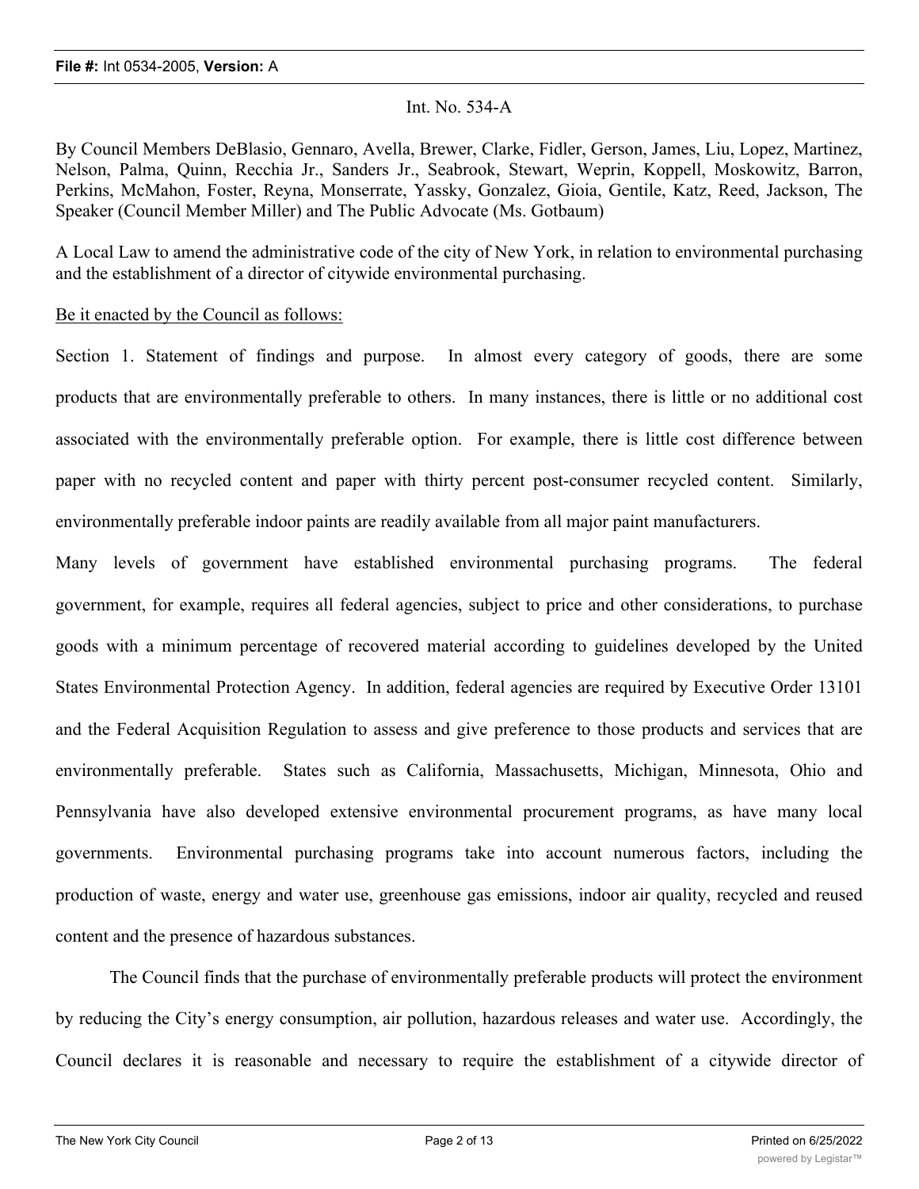Int. No. 534-A

By Council Members DeBlasio, Gennaro, Avella, Brewer, Clarke, Fidler, Gerson, James, Liu, Lopez, Martinez, Nelson, Palma, Quinn, Recchia Jr., Sanders Jr., Seabrook, Stewart, Weprin, Koppell, Moskowitz, Barron, Perkins, McMahon, Foster, Reyna, Monserrate, Yassky, Gonzalez, Gioia, Gentile, Katz, Reed, Jackson, The Speaker (Council Member Miller) and The Public Advocate (Ms. Gotbaum)

A Local Law to amend the administrative code of the city of New York, in relation to environmental purchasing and the establishment of a director of citywide environmental purchasing.

Be it enacted by the Council as follows:

Section 1. Statement of findings and purpose. In almost every category of goods, there are some products that are environmentally preferable to others. In many instances, there is little or no additional cost associated with the environmentally preferable option. For example, there is little cost difference between paper with no recycled content and paper with thirty percent post-consumer recycled content. Similarly, environmentally preferable indoor paints are readily available from all major paint manufacturers.

Many levels of government have established environmental purchasing programs. The federal government, for example, requires all federal agencies, subject to price and other considerations, to purchase goods with a minimum percentage of recovered material according to guidelines developed by the United States Environmental Protection Agency. In addition, federal agencies are required by Executive Order 13101 and the Federal Acquisition Regulation to assess and give preference to those products and services that are environmentally preferable. States such as California, Massachusetts, Michigan, Minnesota, Ohio and Pennsylvania have also developed extensive environmental procurement programs, as have many local governments. Environmental purchasing programs take into account numerous factors, including the production of waste, energy and water use, greenhouse gas emissions, indoor air quality, recycled and reused content and the presence of hazardous substances.

The Council finds that the purchase of environmentally preferable products will protect the environment by reducing the City's energy consumption, air pollution, hazardous releases and water use. Accordingly, the Council declares it is reasonable and necessary to require the establishment of a citywide director of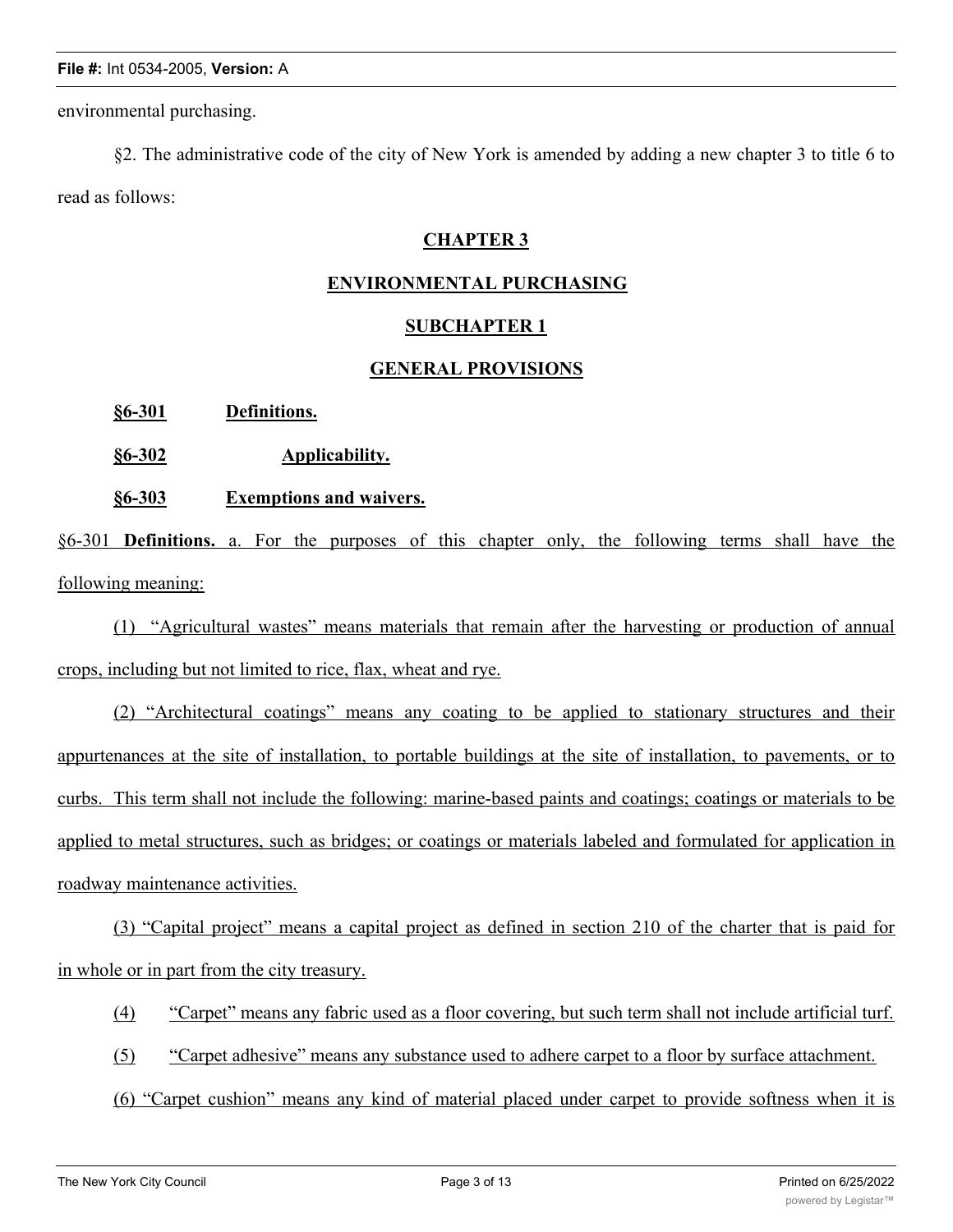environmental purchasing.

§2. The administrative code of the city of New York is amended by adding a new chapter 3 to title 6 to read as follows:

## CHAPTER 3

## ENVIRONMENTAL PURCHASING

### SUBCHAPTER 1

### GENERAL PROVISIONS

**§6-301 Definitions.**

**§6-302 Applicability.**

**§6-303 Exemptions and waivers.**

§6-301 **Definitions.** a. For the purposes of this chapter only, the following terms shall have the following meaning:

(1) "Agricultural wastes" means materials that remain after the harvesting or production of annual crops, including but not limited to rice, flax, wheat and rye.

(2) "Architectural coatings" means any coating to be applied to stationary structures and their appurtenances at the site of installation, to portable buildings at the site of installation, to pavements, or to curbs. This term shall not include the following: marine-based paints and coatings; coatings or materials to be applied to metal structures, such as bridges; or coatings or materials labeled and formulated for application in roadway maintenance activities.

(3) "Capital project" means a capital project as defined in section 210 of the charter that is paid for in whole or in part from the city treasury.

(4) "Carpet" means any fabric used as a floor covering, but such term shall not include artificial turf.

(5) "Carpet adhesive" means any substance used to adhere carpet to a floor by surface attachment.

(6) "Carpet cushion" means any kind of material placed under carpet to provide softness when it is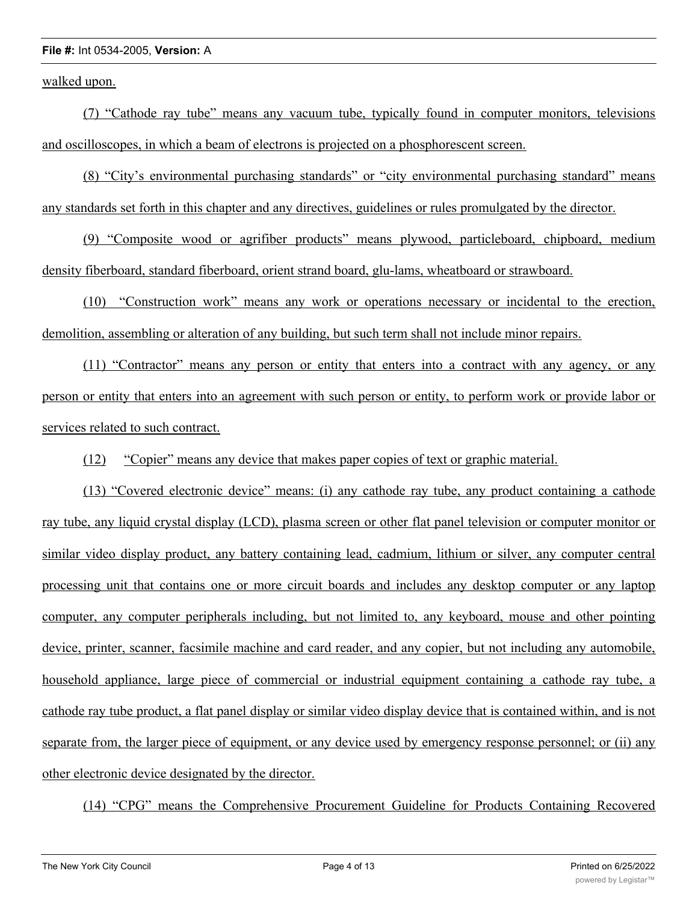walked upon.

(7) "Cathode ray tube" means any vacuum tube, typically found in computer monitors, televisions and oscilloscopes, in which a beam of electrons is projected on a phosphorescent screen.

(8) "City's environmental purchasing standards" or "city environmental purchasing standard" means any standards set forth in this chapter and any directives, guidelines or rules promulgated by the director.

(9) "Composite wood or agrifiber products" means plywood, particleboard, chipboard, medium density fiberboard, standard fiberboard, orient strand board, glu-lams, wheatboard or strawboard.

(10) "Construction work" means any work or operations necessary or incidental to the erection, demolition, assembling or alteration of any building, but such term shall not include minor repairs.

(11) "Contractor" means any person or entity that enters into a contract with any agency, or any person or entity that enters into an agreement with such person or entity, to perform work or provide labor or services related to such contract.

(12) "Copier" means any device that makes paper copies of text or graphic material.

(13) "Covered electronic device" means: (i) any cathode ray tube, any product containing a cathode ray tube, any liquid crystal display (LCD), plasma screen or other flat panel television or computer monitor or similar video display product, any battery containing lead, cadmium, lithium or silver, any computer central processing unit that contains one or more circuit boards and includes any desktop computer or any laptop computer, any computer peripherals including, but not limited to, any keyboard, mouse and other pointing device, printer, scanner, facsimile machine and card reader, and any copier, but not including any automobile, household appliance, large piece of commercial or industrial equipment containing a cathode ray tube, a cathode ray tube product, a flat panel display or similar video display device that is contained within, and is not separate from, the larger piece of equipment, or any device used by emergency response personnel; or (ii) any other electronic device designated by the director.

(14) "CPG" means the Comprehensive Procurement Guideline for Products Containing Recovered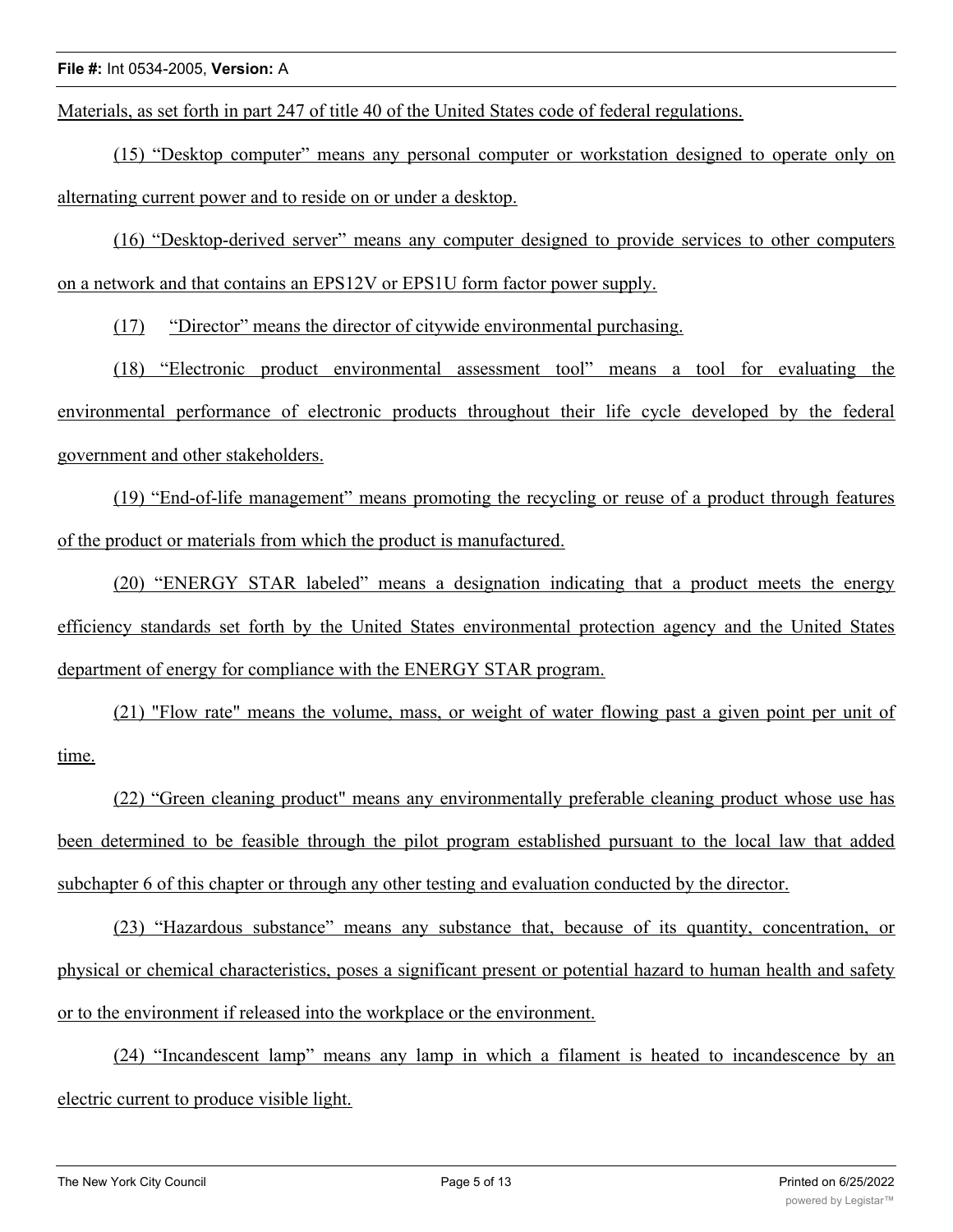Materials, as set forth in part 247 of title 40 of the United States code of federal regulations.

(15) “Desktop computer” means any personal computer or workstation designed to operate only on alternating current power and to reside on or under a desktop.

(16) “Desktop-derived server” means any computer designed to provide services to other computers on a network and that contains an EPS12V or EPS1U form factor power supply.

(17) “Director” means the director of citywide environmental purchasing.

(18) “Electronic product environmental assessment tool” means a tool for evaluating the environmental performance of electronic products throughout their life cycle developed by the federal government and other stakeholders.

(19) “End-of-life management” means promoting the recycling or reuse of a product through features of the product or materials from which the product is manufactured.

(20) “ENERGY STAR labeled” means a designation indicating that a product meets the energy efficiency standards set forth by the United States environmental protection agency and the United States department of energy for compliance with the ENERGY STAR program.

(21) "Flow rate" means the volume, mass, or weight of water flowing past a given point per unit of time.

(22) “Green cleaning product" means any environmentally preferable cleaning product whose use has been determined to be feasible through the pilot program established pursuant to the local law that added subchapter 6 of this chapter or through any other testing and evaluation conducted by the director.

(23) “Hazardous substance” means any substance that, because of its quantity, concentration, or physical or chemical characteristics, poses a significant present or potential hazard to human health and safety or to the environment if released into the workplace or the environment.

(24) “Incandescent lamp” means any lamp in which a filament is heated to incandescence by an electric current to produce visible light.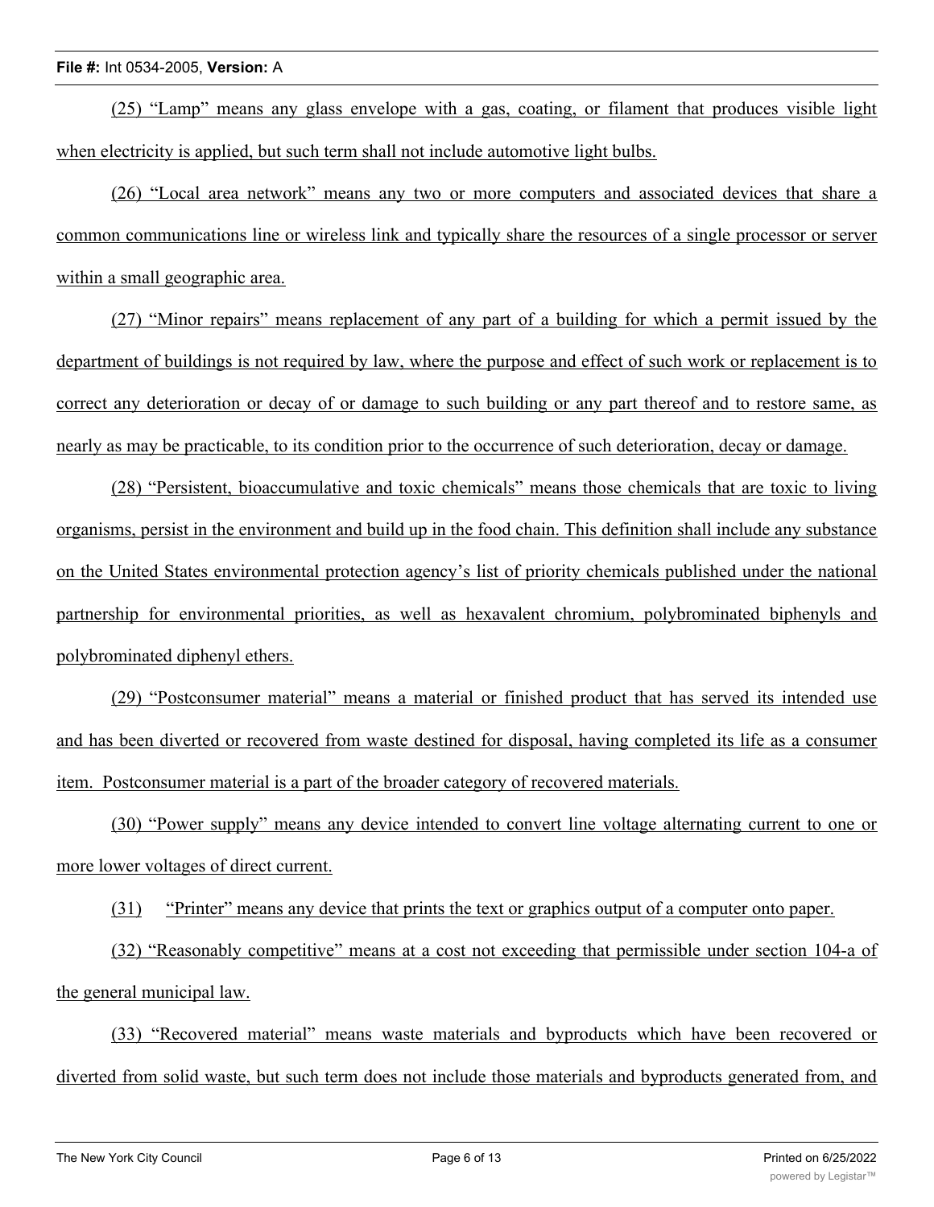(25) "Lamp" means any glass envelope with a gas, coating, or filament that produces visible light when electricity is applied, but such term shall not include automotive light bulbs.

(26) "Local area network" means any two or more computers and associated devices that share a common communications line or wireless link and typically share the resources of a single processor or server within a small geographic area.

(27) "Minor repairs" means replacement of any part of a building for which a permit issued by the department of buildings is not required by law, where the purpose and effect of such work or replacement is to correct any deterioration or decay of or damage to such building or any part thereof and to restore same, as nearly as may be practicable, to its condition prior to the occurrence of such deterioration, decay or damage.

(28) "Persistent, bioaccumulative and toxic chemicals" means those chemicals that are toxic to living organisms, persist in the environment and build up in the food chain. This definition shall include any substance on the United States environmental protection agency's list of priority chemicals published under the national partnership for environmental priorities, as well as hexavalent chromium, polybrominated biphenyls and polybrominated diphenyl ethers.

(29) "Postconsumer material" means a material or finished product that has served its intended use and has been diverted or recovered from waste destined for disposal, having completed its life as a consumer item. Postconsumer material is a part of the broader category of recovered materials.

(30) "Power supply" means any device intended to convert line voltage alternating current to one or more lower voltages of direct current.

(31) "Printer" means any device that prints the text or graphics output of a computer onto paper.

(32) "Reasonably competitive" means at a cost not exceeding that permissible under section 104-a of the general municipal law.

(33) "Recovered material" means waste materials and byproducts which have been recovered or diverted from solid waste, but such term does not include those materials and byproducts generated from, and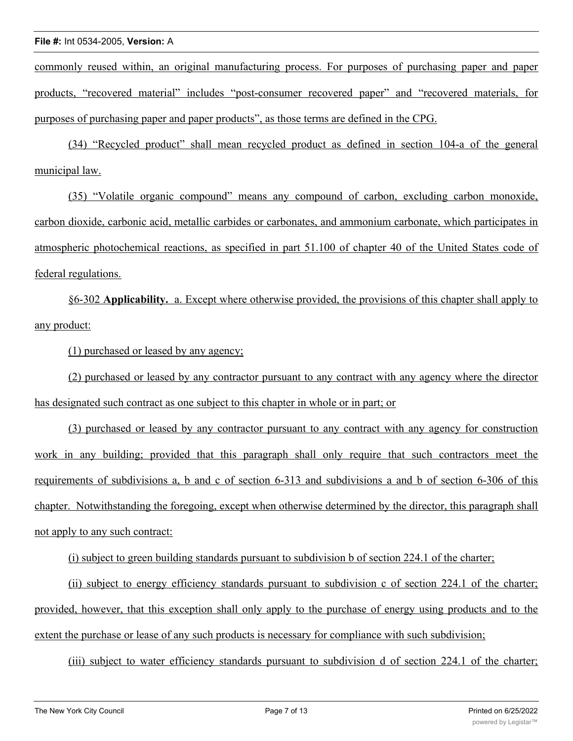commonly reused within, an original manufacturing process. For purposes of purchasing paper and paper products, "recovered material" includes "post-consumer recovered paper" and "recovered materials, for purposes of purchasing paper and paper products", as those terms are defined in the CPG.

(34) "Recycled product" shall mean recycled product as defined in section 104-a of the general municipal law.

(35) "Volatile organic compound" means any compound of carbon, excluding carbon monoxide, carbon dioxide, carbonic acid, metallic carbides or carbonates, and ammonium carbonate, which participates in atmospheric photochemical reactions, as specified in part 51.100 of chapter 40 of the United States code of federal regulations.

§6-302 **Applicability.** a. Except where otherwise provided, the provisions of this chapter shall apply to any product:

(1) purchased or leased by any agency;

(2) purchased or leased by any contractor pursuant to any contract with any agency where the director has designated such contract as one subject to this chapter in whole or in part; or

(3) purchased or leased by any contractor pursuant to any contract with any agency for construction work in any building; provided that this paragraph shall only require that such contractors meet the requirements of subdivisions a, b and c of section 6-313 and subdivisions a and b of section 6-306 of this chapter. Notwithstanding the foregoing, except when otherwise determined by the director, this paragraph shall not apply to any such contract:

(i) subject to green building standards pursuant to subdivision b of section 224.1 of the charter;

(ii) subject to energy efficiency standards pursuant to subdivision c of section 224.1 of the charter; provided, however, that this exception shall only apply to the purchase of energy using products and to the extent the purchase or lease of any such products is necessary for compliance with such subdivision;

(iii) subject to water efficiency standards pursuant to subdivision d of section 224.1 of the charter;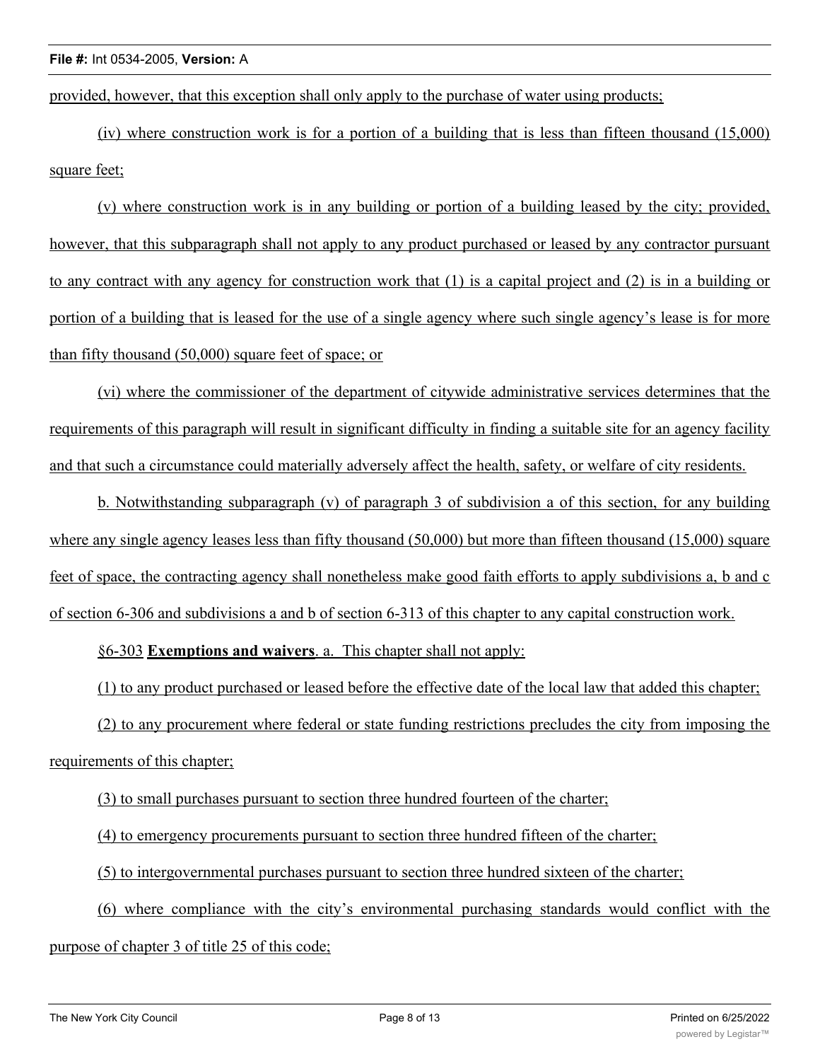provided, however, that this exception shall only apply to the purchase of water using products;

(iv) where construction work is for a portion of a building that is less than fifteen thousand (15,000) square feet;

(v) where construction work is in any building or portion of a building leased by the city; provided, however, that this subparagraph shall not apply to any product purchased or leased by any contractor pursuant to any contract with any agency for construction work that (1) is a capital project and (2) is in a building or portion of a building that is leased for the use of a single agency where such single agency's lease is for more than fifty thousand (50,000) square feet of space; or

(vi) where the commissioner of the department of citywide administrative services determines that the requirements of this paragraph will result in significant difficulty in finding a suitable site for an agency facility and that such a circumstance could materially adversely affect the health, safety, or welfare of city residents.

b. Notwithstanding subparagraph (v) of paragraph 3 of subdivision a of this section, for any building where any single agency leases less than fifty thousand (50,000) but more than fifteen thousand (15,000) square feet of space, the contracting agency shall nonetheless make good faith efforts to apply subdivisions a, b and c of section 6-306 and subdivisions a and b of section 6-313 of this chapter to any capital construction work.

§6-303 **Exemptions and waivers**. a. This chapter shall not apply:

(1) to any product purchased or leased before the effective date of the local law that added this chapter;

(2) to any procurement where federal or state funding restrictions precludes the city from imposing the requirements of this chapter;

(3) to small purchases pursuant to section three hundred fourteen of the charter;

(4) to emergency procurements pursuant to section three hundred fifteen of the charter;

(5) to intergovernmental purchases pursuant to section three hundred sixteen of the charter;

(6) where compliance with the city's environmental purchasing standards would conflict with the purpose of chapter 3 of title 25 of this code;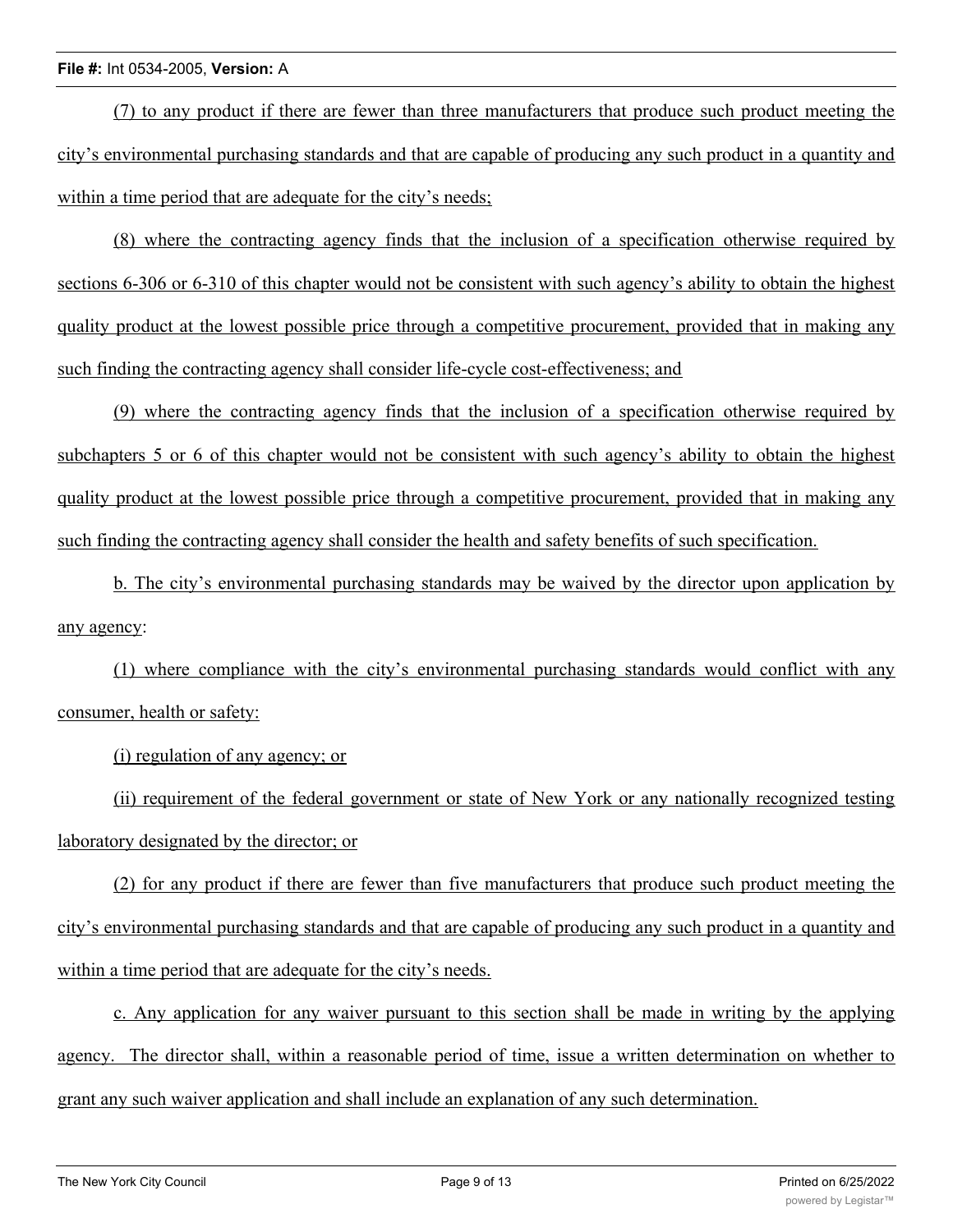(7) to any product if there are fewer than three manufacturers that produce such product meeting the city's environmental purchasing standards and that are capable of producing any such product in a quantity and within a time period that are adequate for the city's needs;

(8) where the contracting agency finds that the inclusion of a specification otherwise required by sections 6-306 or 6-310 of this chapter would not be consistent with such agency's ability to obtain the highest quality product at the lowest possible price through a competitive procurement, provided that in making any such finding the contracting agency shall consider life-cycle cost-effectiveness; and

(9) where the contracting agency finds that the inclusion of a specification otherwise required by subchapters 5 or 6 of this chapter would not be consistent with such agency's ability to obtain the highest quality product at the lowest possible price through a competitive procurement, provided that in making any such finding the contracting agency shall consider the health and safety benefits of such specification.

b. The city's environmental purchasing standards may be waived by the director upon application by any agency:

(1) where compliance with the city's environmental purchasing standards would conflict with any consumer, health or safety:

(i) regulation of any agency; or

(ii) requirement of the federal government or state of New York or any nationally recognized testing laboratory designated by the director; or

(2) for any product if there are fewer than five manufacturers that produce such product meeting the city's environmental purchasing standards and that are capable of producing any such product in a quantity and within a time period that are adequate for the city's needs.

c. Any application for any waiver pursuant to this section shall be made in writing by the applying agency. The director shall, within a reasonable period of time, issue a written determination on whether to grant any such waiver application and shall include an explanation of any such determination.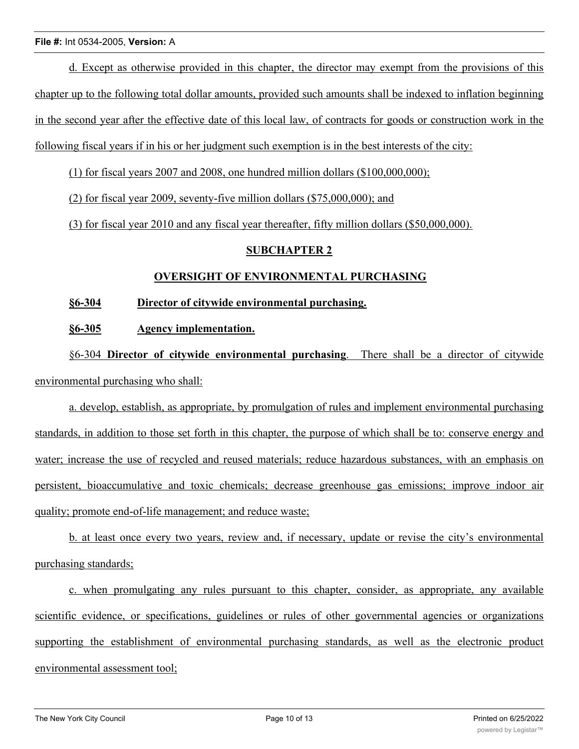d. Except as otherwise provided in this chapter, the director may exempt from the provisions of this chapter up to the following total dollar amounts, provided such amounts shall be indexed to inflation beginning in the second year after the effective date of this local law, of contracts for goods or construction work in the following fiscal years if in his or her judgment such exemption is in the best interests of the city:

(1) for fiscal years 2007 and 2008, one hundred million dollars ($100,000,000);

(2) for fiscal year 2009, seventy-five million dollars ($75,000,000); and

(3) for fiscal year 2010 and any fiscal year thereafter, fifty million dollars ($50,000,000).

## SUBCHAPTER 2

## OVERSIGHT OF ENVIRONMENTAL PURCHASING

**§6-304 Director of citywide environmental purchasing.**

**§6-305 Agency implementation.**

§6-304 **Director of citywide environmental purchasing**. There shall be a director of citywide environmental purchasing who shall:

a. develop, establish, as appropriate, by promulgation of rules and implement environmental purchasing standards, in addition to those set forth in this chapter, the purpose of which shall be to: conserve energy and water; increase the use of recycled and reused materials; reduce hazardous substances, with an emphasis on persistent, bioaccumulative and toxic chemicals; decrease greenhouse gas emissions; improve indoor air quality; promote end-of-life management; and reduce waste;

b. at least once every two years, review and, if necessary, update or revise the city's environmental purchasing standards;

c. when promulgating any rules pursuant to this chapter, consider, as appropriate, any available scientific evidence, or specifications, guidelines or rules of other governmental agencies or organizations supporting the establishment of environmental purchasing standards, as well as the electronic product environmental assessment tool;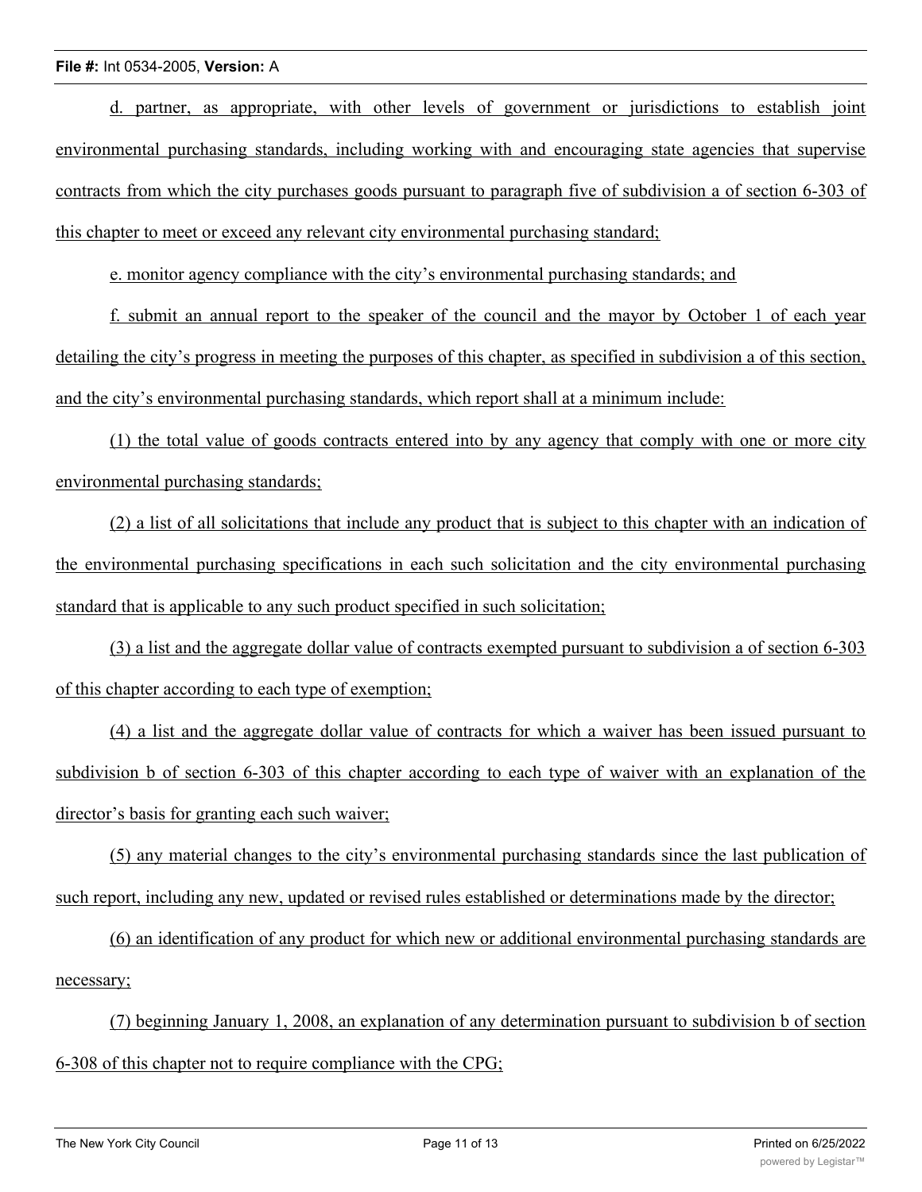d. partner, as appropriate, with other levels of government or jurisdictions to establish joint environmental purchasing standards, including working with and encouraging state agencies that supervise contracts from which the city purchases goods pursuant to paragraph five of subdivision a of section 6-303 of this chapter to meet or exceed any relevant city environmental purchasing standard;

e. monitor agency compliance with the city's environmental purchasing standards; and

f. submit an annual report to the speaker of the council and the mayor by October 1 of each year detailing the city's progress in meeting the purposes of this chapter, as specified in subdivision a of this section, and the city's environmental purchasing standards, which report shall at a minimum include:

(1) the total value of goods contracts entered into by any agency that comply with one or more city environmental purchasing standards;

(2) a list of all solicitations that include any product that is subject to this chapter with an indication of the environmental purchasing specifications in each such solicitation and the city environmental purchasing standard that is applicable to any such product specified in such solicitation;

(3) a list and the aggregate dollar value of contracts exempted pursuant to subdivision a of section 6-303 of this chapter according to each type of exemption;

(4) a list and the aggregate dollar value of contracts for which a waiver has been issued pursuant to subdivision b of section 6-303 of this chapter according to each type of waiver with an explanation of the director's basis for granting each such waiver;

(5) any material changes to the city's environmental purchasing standards since the last publication of such report, including any new, updated or revised rules established or determinations made by the director;

(6) an identification of any product for which new or additional environmental purchasing standards are necessary;

(7) beginning January 1, 2008, an explanation of any determination pursuant to subdivision b of section 6-308 of this chapter not to require compliance with the CPG;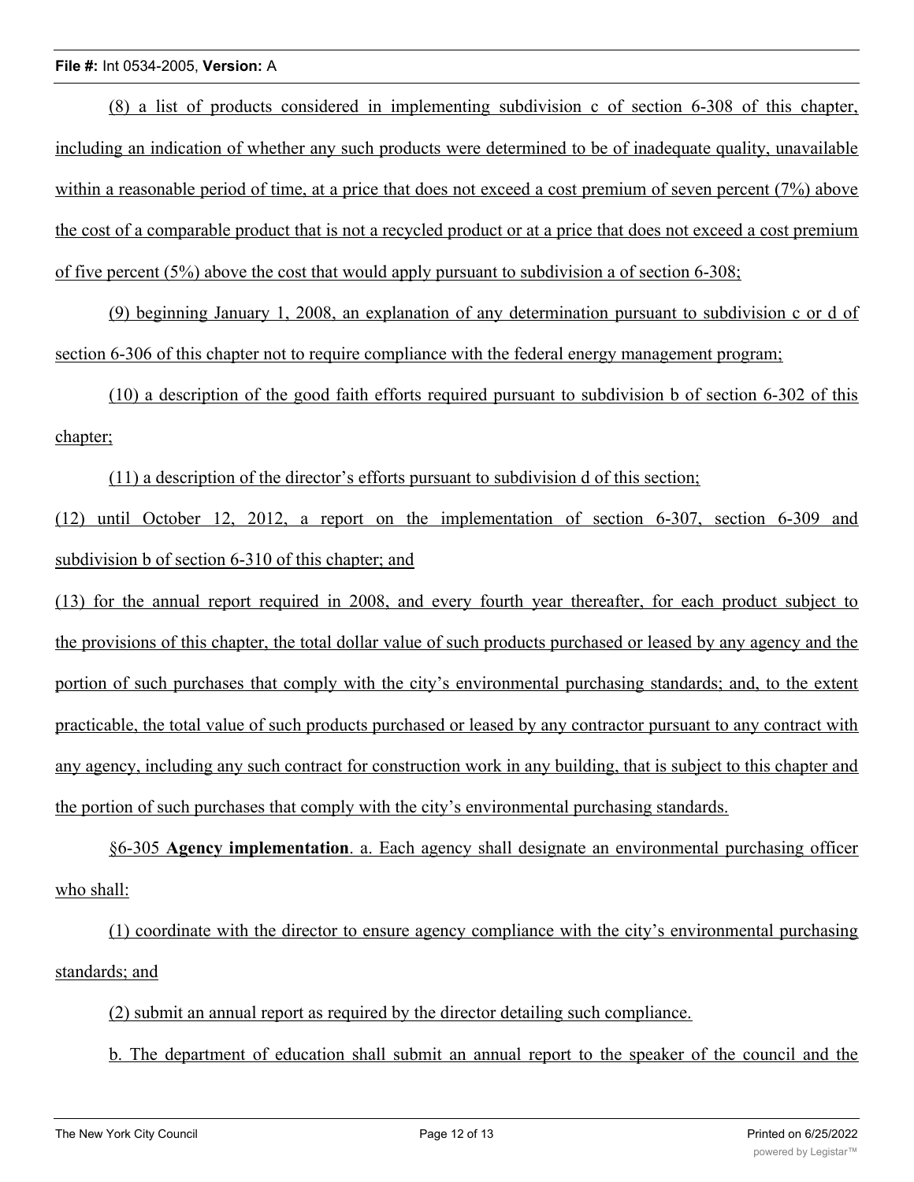(8) a list of products considered in implementing subdivision c of section 6-308 of this chapter, including an indication of whether any such products were determined to be of inadequate quality, unavailable within a reasonable period of time, at a price that does not exceed a cost premium of seven percent (7%) above the cost of a comparable product that is not a recycled product or at a price that does not exceed a cost premium of five percent (5%) above the cost that would apply pursuant to subdivision a of section 6-308;

(9) beginning January 1, 2008, an explanation of any determination pursuant to subdivision c or d of section 6-306 of this chapter not to require compliance with the federal energy management program;

(10) a description of the good faith efforts required pursuant to subdivision b of section 6-302 of this chapter;

(11) a description of the director's efforts pursuant to subdivision d of this section;

(12) until October 12, 2012, a report on the implementation of section 6-307, section 6-309 and subdivision b of section 6-310 of this chapter; and

(13) for the annual report required in 2008, and every fourth year thereafter, for each product subject to the provisions of this chapter, the total dollar value of such products purchased or leased by any agency and the portion of such purchases that comply with the city's environmental purchasing standards; and, to the extent practicable, the total value of such products purchased or leased by any contractor pursuant to any contract with any agency, including any such contract for construction work in any building, that is subject to this chapter and the portion of such purchases that comply with the city's environmental purchasing standards.

§6-305 **Agency implementation**. a. Each agency shall designate an environmental purchasing officer who shall:

(1) coordinate with the director to ensure agency compliance with the city's environmental purchasing standards; and

(2) submit an annual report as required by the director detailing such compliance.

b. The department of education shall submit an annual report to the speaker of the council and the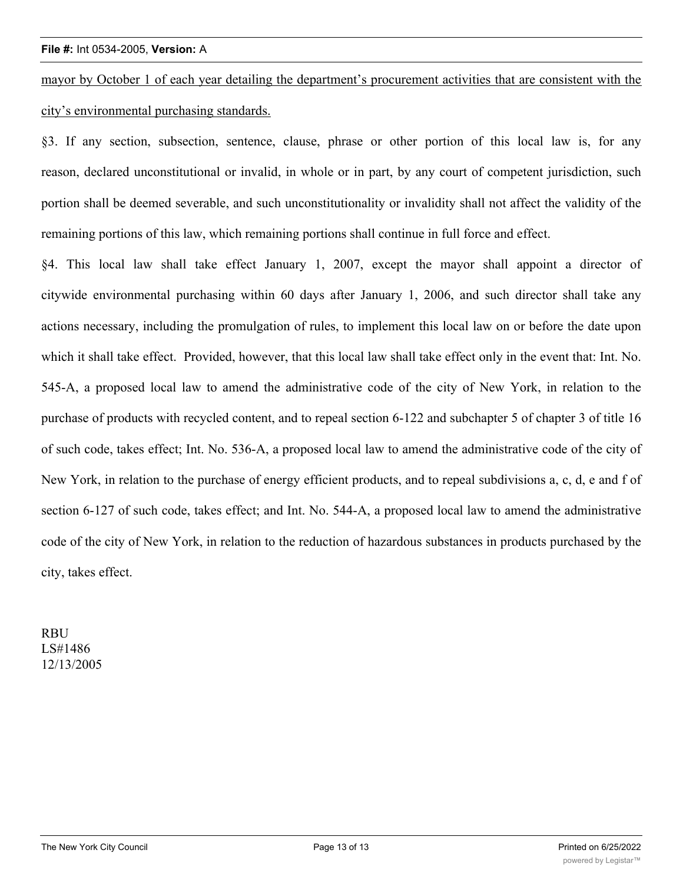mayor by October 1 of each year detailing the department's procurement activities that are consistent with the city's environmental purchasing standards.

§3. If any section, subsection, sentence, clause, phrase or other portion of this local law is, for any reason, declared unconstitutional or invalid, in whole or in part, by any court of competent jurisdiction, such portion shall be deemed severable, and such unconstitutionality or invalidity shall not affect the validity of the remaining portions of this law, which remaining portions shall continue in full force and effect.

§4. This local law shall take effect January 1, 2007, except the mayor shall appoint a director of citywide environmental purchasing within 60 days after January 1, 2006, and such director shall take any actions necessary, including the promulgation of rules, to implement this local law on or before the date upon which it shall take effect. Provided, however, that this local law shall take effect only in the event that: Int. No. 545-A, a proposed local law to amend the administrative code of the city of New York, in relation to the purchase of products with recycled content, and to repeal section 6-122 and subchapter 5 of chapter 3 of title 16 of such code, takes effect; Int. No. 536-A, a proposed local law to amend the administrative code of the city of New York, in relation to the purchase of energy efficient products, and to repeal subdivisions a, c, d, e and f of section 6-127 of such code, takes effect; and Int. No. 544-A, a proposed local law to amend the administrative code of the city of New York, in relation to the reduction of hazardous substances in products purchased by the city, takes effect.

RBU
LS#1486
12/13/2005